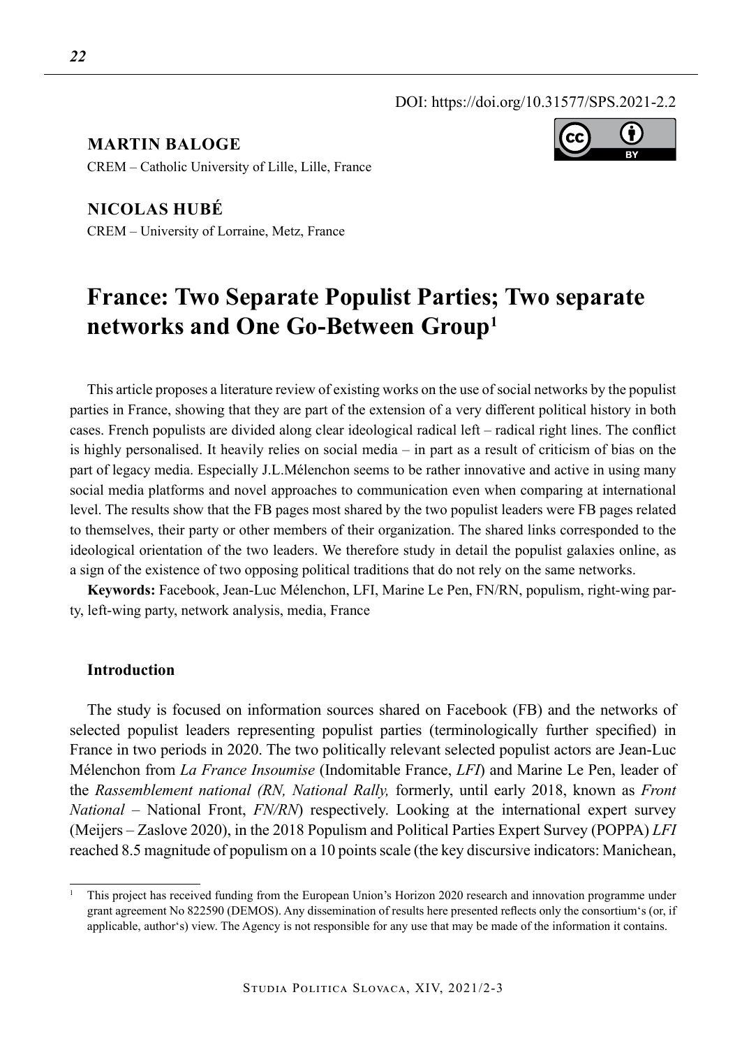DOI: https://doi.org/10.31577/SPS.2021-2.2

**MARTIN BALOGE**
CREM – Catholic University of Lille, Lille, France

**NICOLAS HUBÉ**
CREM – University of Lorraine, Metz, France

# France: Two Separate Populist Parties; Two separate networks and One Go-Between Group[1]

This article proposes a literature review of existing works on the use of social networks by the populist parties in France, showing that they are part of the extension of a very different political history in both cases. French populists are divided along clear ideological radical left – radical right lines. The conflict is highly personalised. It heavily relies on social media – in part as a result of criticism of bias on the part of legacy media. Especially J.L.Mélenchon seems to be rather innovative and active in using many social media platforms and novel approaches to communication even when comparing at international level. The results show that the FB pages most shared by the two populist leaders were FB pages related to themselves, their party or other members of their organization. The shared links corresponded to the ideological orientation of the two leaders. We therefore study in detail the populist galaxies online, as a sign of the existence of two opposing political traditions that do not rely on the same networks.

**Keywords:** Facebook, Jean-Luc Mélenchon, LFI, Marine Le Pen, FN/RN, populism, right-wing party, left-wing party, network analysis, media, France

## Introduction

The study is focused on information sources shared on Facebook (FB) and the networks of selected populist leaders representing populist parties (terminologically further specified) in France in two periods in 2020. The two politically relevant selected populist actors are Jean-Luc Mélenchon from *La France Insoumise* (Indomitable France, *LFI*) and Marine Le Pen, leader of the *Rassemblement national (RN, National Rally,* formerly, until early 2018, known as *Front National* – National Front, *FN/RN*) respectively. Looking at the international expert survey (Meijers – Zaslove 2020), in the 2018 Populism and Political Parties Expert Survey (POPPA) *LFI* reached 8.5 magnitude of populism on a 10 points scale (the key discursive indicators: Manichean,

[1] This project has received funding from the European Union's Horizon 2020 research and innovation programme under grant agreement No 822590 (DEMOS). Any dissemination of results here presented reflects only the consortium's (or, if applicable, author's) view. The Agency is not responsible for any use that may be made of the information it contains.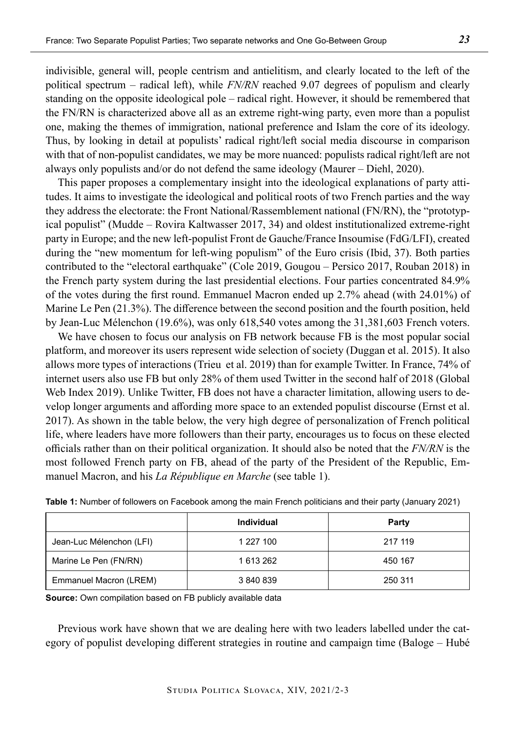indivisible, general will, people centrism and antielitism, and clearly located to the left of the political spectrum – radical left), while *FN/RN* reached 9.07 degrees of populism and clearly standing on the opposite ideological pole – radical right. However, it should be remembered that the FN/RN is characterized above all as an extreme right-wing party, even more than a populist one, making the themes of immigration, national preference and Islam the core of its ideology. Thus, by looking in detail at populists' radical right/left social media discourse in comparison with that of non-populist candidates, we may be more nuanced: populists radical right/left are not always only populists and/or do not defend the same ideology (Maurer – Diehl, 2020).

This paper proposes a complementary insight into the ideological explanations of party attitudes. It aims to investigate the ideological and political roots of two French parties and the way they address the electorate: the Front National/Rassemblement national (FN/RN), the "prototypical populist" (Mudde – Rovira Kaltwasser 2017, 34) and oldest institutionalized extreme-right party in Europe; and the new left-populist Front de Gauche/France Insoumise (FdG/LFI), created during the "new momentum for left-wing populism" of the Euro crisis (Ibid, 37). Both parties contributed to the "electoral earthquake" (Cole 2019, Gougou – Persico 2017, Rouban 2018) in the French party system during the last presidential elections. Four parties concentrated 84.9% of the votes during the first round. Emmanuel Macron ended up 2.7% ahead (with 24.01%) of Marine Le Pen (21.3%). The difference between the second position and the fourth position, held by Jean-Luc Mélenchon (19.6%), was only 618,540 votes among the 31,381,603 French voters.

We have chosen to focus our analysis on FB network because FB is the most popular social platform, and moreover its users represent wide selection of society (Duggan et al. 2015). It also allows more types of interactions (Trieu et al. 2019) than for example Twitter. In France, 74% of internet users also use FB but only 28% of them used Twitter in the second half of 2018 (Global Web Index 2019). Unlike Twitter, FB does not have a character limitation, allowing users to develop longer arguments and affording more space to an extended populist discourse (Ernst et al. 2017). As shown in the table below, the very high degree of personalization of French political life, where leaders have more followers than their party, encourages us to focus on these elected officials rather than on their political organization. It should also be noted that the *FN/RN* is the most followed French party on FB, ahead of the party of the President of the Republic, Emmanuel Macron, and his *La République en Marche* (see table 1).

**Table 1:** Number of followers on Facebook among the main French politicians and their party (January 2021)

| | Individual | Party |
|---|---|---|
| Jean-Luc Mélenchon (LFI) | 1 227 100 | 217 119 |
| Marine Le Pen (FN/RN) | 1 613 262 | 450 167 |
| Emmanuel Macron (LREM) | 3 840 839 | 250 311 |

**Source:** Own compilation based on FB publicly available data

Previous work have shown that we are dealing here with two leaders labelled under the category of populist developing different strategies in routine and campaign time (Baloge – Hubé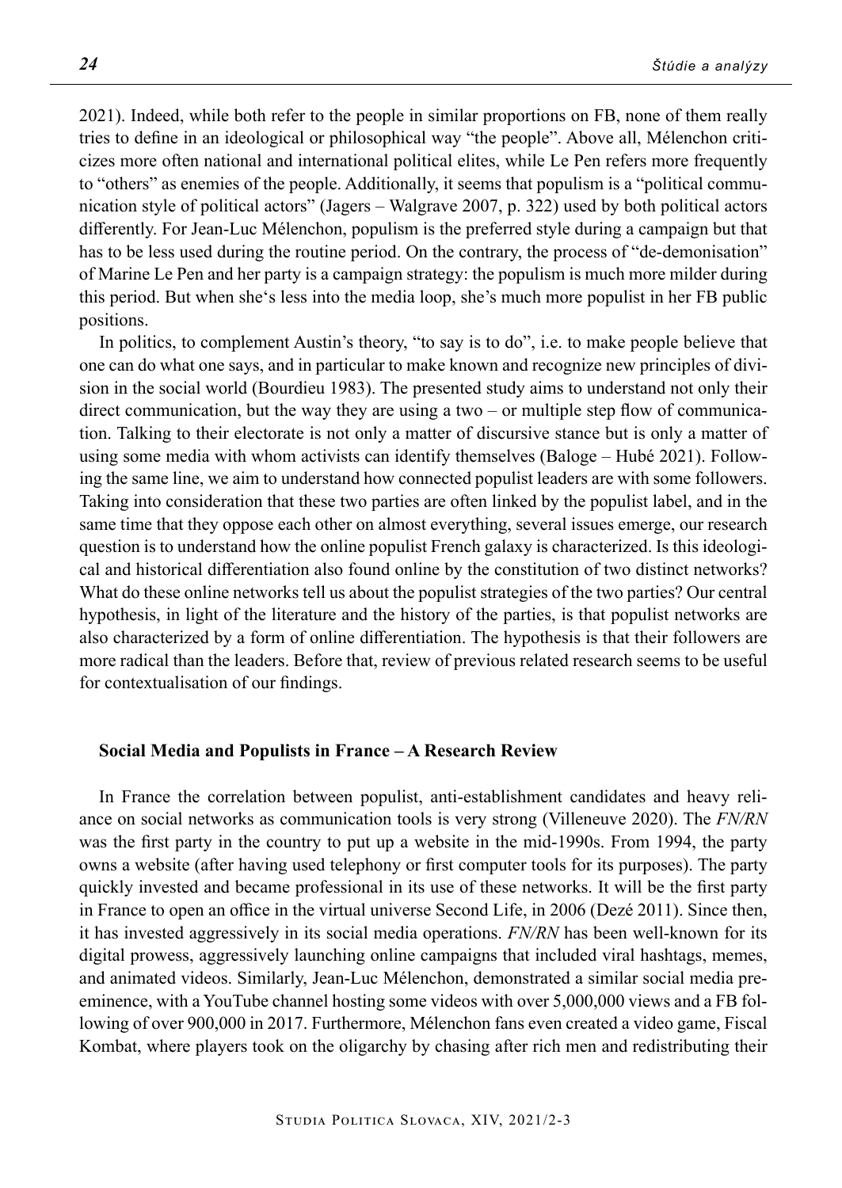2021). Indeed, while both refer to the people in similar proportions on FB, none of them really tries to define in an ideological or philosophical way "the people". Above all, Mélenchon criticizes more often national and international political elites, while Le Pen refers more frequently to "others" as enemies of the people. Additionally, it seems that populism is a "political communication style of political actors" (Jagers – Walgrave 2007, p. 322) used by both political actors differently. For Jean-Luc Mélenchon, populism is the preferred style during a campaign but that has to be less used during the routine period. On the contrary, the process of "de-demonisation" of Marine Le Pen and her party is a campaign strategy: the populism is much more milder during this period. But when she's less into the media loop, she's much more populist in her FB public positions.

In politics, to complement Austin's theory, "to say is to do", i.e. to make people believe that one can do what one says, and in particular to make known and recognize new principles of division in the social world (Bourdieu 1983). The presented study aims to understand not only their direct communication, but the way they are using a two – or multiple step flow of communication. Talking to their electorate is not only a matter of discursive stance but is only a matter of using some media with whom activists can identify themselves (Baloge – Hubé 2021). Following the same line, we aim to understand how connected populist leaders are with some followers. Taking into consideration that these two parties are often linked by the populist label, and in the same time that they oppose each other on almost everything, several issues emerge, our research question is to understand how the online populist French galaxy is characterized. Is this ideological and historical differentiation also found online by the constitution of two distinct networks? What do these online networks tell us about the populist strategies of the two parties? Our central hypothesis, in light of the literature and the history of the parties, is that populist networks are also characterized by a form of online differentiation. The hypothesis is that their followers are more radical than the leaders. Before that, review of previous related research seems to be useful for contextualisation of our findings.

## Social Media and Populists in France – A Research Review

In France the correlation between populist, anti-establishment candidates and heavy reliance on social networks as communication tools is very strong (Villeneuve 2020). The *FN/RN* was the first party in the country to put up a website in the mid-1990s. From 1994, the party owns a website (after having used telephony or first computer tools for its purposes). The party quickly invested and became professional in its use of these networks. It will be the first party in France to open an office in the virtual universe Second Life, in 2006 (Dezé 2011). Since then, it has invested aggressively in its social media operations. *FN/RN* has been well-known for its digital prowess, aggressively launching online campaigns that included viral hashtags, memes, and animated videos. Similarly, Jean-Luc Mélenchon, demonstrated a similar social media preeminence, with a YouTube channel hosting some videos with over 5,000,000 views and a FB following of over 900,000 in 2017. Furthermore, Mélenchon fans even created a video game, Fiscal Kombat, where players took on the oligarchy by chasing after rich men and redistributing their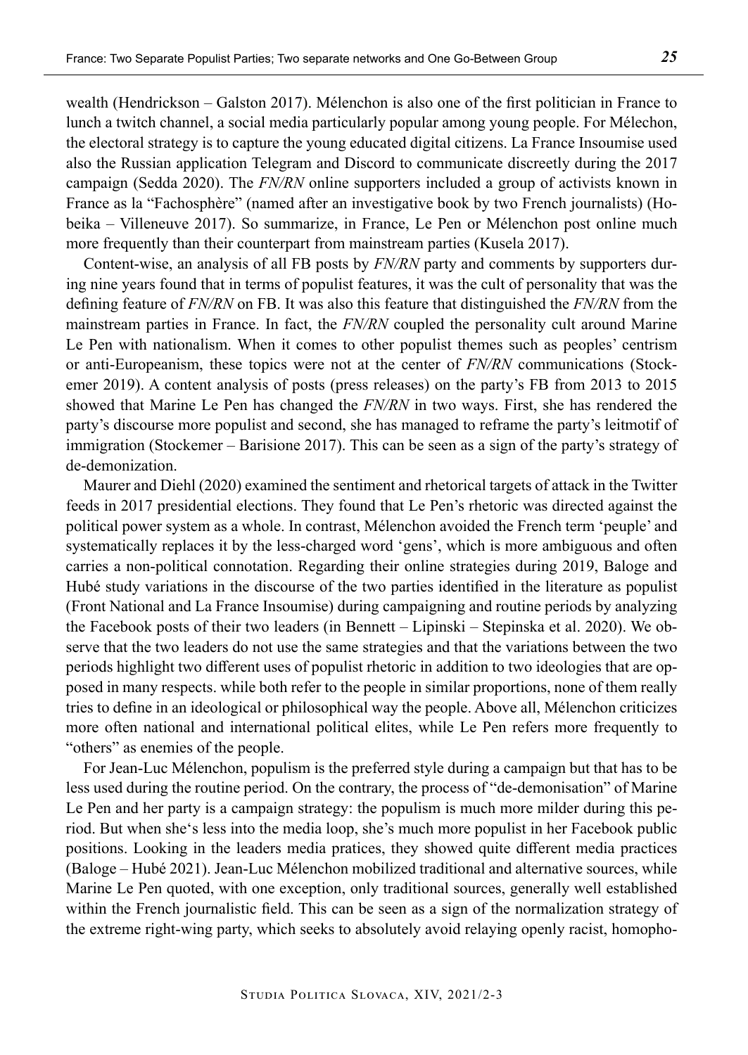wealth (Hendrickson – Galston 2017). Mélenchon is also one of the first politician in France to lunch a twitch channel, a social media particularly popular among young people. For Mélechon, the electoral strategy is to capture the young educated digital citizens. La France Insoumise used also the Russian application Telegram and Discord to communicate discreetly during the 2017 campaign (Sedda 2020). The *FN/RN* online supporters included a group of activists known in France as la "Fachosphère" (named after an investigative book by two French journalists) (Hobeika – Villeneuve 2017). So summarize, in France, Le Pen or Mélenchon post online much more frequently than their counterpart from mainstream parties (Kusela 2017).

Content-wise, an analysis of all FB posts by *FN/RN* party and comments by supporters during nine years found that in terms of populist features, it was the cult of personality that was the defining feature of *FN/RN* on FB. It was also this feature that distinguished the *FN/RN* from the mainstream parties in France. In fact, the *FN/RN* coupled the personality cult around Marine Le Pen with nationalism. When it comes to other populist themes such as peoples' centrism or anti-Europeanism, these topics were not at the center of *FN/RN* communications (Stockemer 2019). A content analysis of posts (press releases) on the party's FB from 2013 to 2015 showed that Marine Le Pen has changed the *FN/RN* in two ways. First, she has rendered the party's discourse more populist and second, she has managed to reframe the party's leitmotif of immigration (Stockemer – Barisione 2017). This can be seen as a sign of the party's strategy of de-demonization.

Maurer and Diehl (2020) examined the sentiment and rhetorical targets of attack in the Twitter feeds in 2017 presidential elections. They found that Le Pen's rhetoric was directed against the political power system as a whole. In contrast, Mélenchon avoided the French term 'peuple' and systematically replaces it by the less-charged word 'gens', which is more ambiguous and often carries a non-political connotation. Regarding their online strategies during 2019, Baloge and Hubé study variations in the discourse of the two parties identified in the literature as populist (Front National and La France Insoumise) during campaigning and routine periods by analyzing the Facebook posts of their two leaders (in Bennett – Lipinski – Stepinska et al. 2020). We observe that the two leaders do not use the same strategies and that the variations between the two periods highlight two different uses of populist rhetoric in addition to two ideologies that are opposed in many respects. while both refer to the people in similar proportions, none of them really tries to define in an ideological or philosophical way the people. Above all, Mélenchon criticizes more often national and international political elites, while Le Pen refers more frequently to "others" as enemies of the people.

For Jean-Luc Mélenchon, populism is the preferred style during a campaign but that has to be less used during the routine period. On the contrary, the process of "de-demonisation" of Marine Le Pen and her party is a campaign strategy: the populism is much more milder during this period. But when she's less into the media loop, she's much more populist in her Facebook public positions. Looking in the leaders media pratices, they showed quite different media practices (Baloge – Hubé 2021). Jean-Luc Mélenchon mobilized traditional and alternative sources, while Marine Le Pen quoted, with one exception, only traditional sources, generally well established within the French journalistic field. This can be seen as a sign of the normalization strategy of the extreme right-wing party, which seeks to absolutely avoid relaying openly racist, homopho-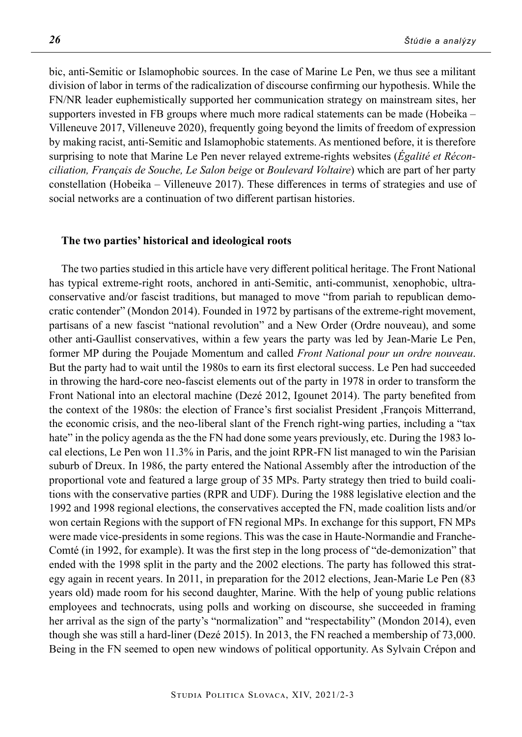bic, anti-Semitic or Islamophobic sources. In the case of Marine Le Pen, we thus see a militant division of labor in terms of the radicalization of discourse confirming our hypothesis. While the FN/NR leader euphemistically supported her communication strategy on mainstream sites, her supporters invested in FB groups where much more radical statements can be made (Hobeika – Villeneuve 2017, Villeneuve 2020), frequently going beyond the limits of freedom of expression by making racist, anti-Semitic and Islamophobic statements. As mentioned before, it is therefore surprising to note that Marine Le Pen never relayed extreme-rights websites (*Égalité et Réconciliation, Français de Souche, Le Salon beige* or *Boulevard Voltaire*) which are part of her party constellation (Hobeika – Villeneuve 2017). These differences in terms of strategies and use of social networks are a continuation of two different partisan histories.

### The two parties' historical and ideological roots

The two parties studied in this article have very different political heritage. The Front National has typical extreme-right roots, anchored in anti-Semitic, anti-communist, xenophobic, ultra-conservative and/or fascist traditions, but managed to move "from pariah to republican democratic contender" (Mondon 2014). Founded in 1972 by partisans of the extreme-right movement, partisans of a new fascist "national revolution" and a New Order (Ordre nouveau), and some other anti-Gaullist conservatives, within a few years the party was led by Jean-Marie Le Pen, former MP during the Poujade Momentum and called *Front National pour un ordre nouveau*. But the party had to wait until the 1980s to earn its first electoral success. Le Pen had succeeded in throwing the hard-core neo-fascist elements out of the party in 1978 in order to transform the Front National into an electoral machine (Dezé 2012, Igounet 2014). The party benefited from the context of the 1980s: the election of France's first socialist President ,François Mitterrand, the economic crisis, and the neo-liberal slant of the French right-wing parties, including a "tax hate" in the policy agenda as the the FN had done some years previously, etc. During the 1983 local elections, Le Pen won 11.3% in Paris, and the joint RPR-FN list managed to win the Parisian suburb of Dreux. In 1986, the party entered the National Assembly after the introduction of the proportional vote and featured a large group of 35 MPs. Party strategy then tried to build coalitions with the conservative parties (RPR and UDF). During the 1988 legislative election and the 1992 and 1998 regional elections, the conservatives accepted the FN, made coalition lists and/or won certain Regions with the support of FN regional MPs. In exchange for this support, FN MPs were made vice-presidents in some regions. This was the case in Haute-Normandie and Franche-Comté (in 1992, for example). It was the first step in the long process of "de-demonization" that ended with the 1998 split in the party and the 2002 elections. The party has followed this strategy again in recent years. In 2011, in preparation for the 2012 elections, Jean-Marie Le Pen (83 years old) made room for his second daughter, Marine. With the help of young public relations employees and technocrats, using polls and working on discourse, she succeeded in framing her arrival as the sign of the party's "normalization" and "respectability" (Mondon 2014), even though she was still a hard-liner (Dezé 2015). In 2013, the FN reached a membership of 73,000. Being in the FN seemed to open new windows of political opportunity. As Sylvain Crépon and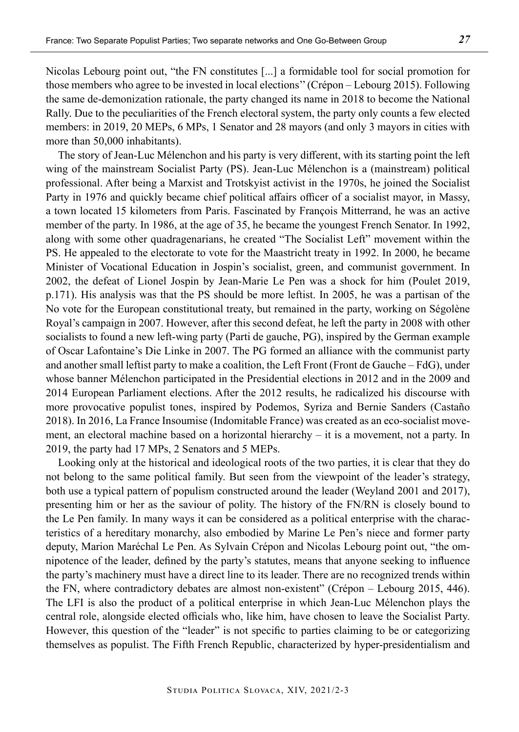Nicolas Lebourg point out, "the FN constitutes [...] a formidable tool for social promotion for those members who agree to be invested in local elections'' (Crépon – Lebourg 2015). Following the same de-demonization rationale, the party changed its name in 2018 to become the National Rally. Due to the peculiarities of the French electoral system, the party only counts a few elected members: in 2019, 20 MEPs, 6 MPs, 1 Senator and 28 mayors (and only 3 mayors in cities with more than 50,000 inhabitants).

The story of Jean-Luc Mélenchon and his party is very different, with its starting point the left wing of the mainstream Socialist Party (PS). Jean-Luc Mélenchon is a (mainstream) political professional. After being a Marxist and Trotskyist activist in the 1970s, he joined the Socialist Party in 1976 and quickly became chief political affairs officer of a socialist mayor, in Massy, a town located 15 kilometers from Paris. Fascinated by François Mitterrand, he was an active member of the party. In 1986, at the age of 35, he became the youngest French Senator. In 1992, along with some other quadragenarians, he created "The Socialist Left" movement within the PS. He appealed to the electorate to vote for the Maastricht treaty in 1992. In 2000, he became Minister of Vocational Education in Jospin's socialist, green, and communist government. In 2002, the defeat of Lionel Jospin by Jean-Marie Le Pen was a shock for him (Poulet 2019, p.171). His analysis was that the PS should be more leftist. In 2005, he was a partisan of the No vote for the European constitutional treaty, but remained in the party, working on Ségolène Royal's campaign in 2007. However, after this second defeat, he left the party in 2008 with other socialists to found a new left-wing party (Parti de gauche, PG), inspired by the German example of Oscar Lafontaine's Die Linke in 2007. The PG formed an alliance with the communist party and another small leftist party to make a coalition, the Left Front (Front de Gauche – FdG), under whose banner Mélenchon participated in the Presidential elections in 2012 and in the 2009 and 2014 European Parliament elections. After the 2012 results, he radicalized his discourse with more provocative populist tones, inspired by Podemos, Syriza and Bernie Sanders (Castaño 2018). In 2016, La France Insoumise (Indomitable France) was created as an eco-socialist movement, an electoral machine based on a horizontal hierarchy – it is a movement, not a party. In 2019, the party had 17 MPs, 2 Senators and 5 MEPs.

Looking only at the historical and ideological roots of the two parties, it is clear that they do not belong to the same political family. But seen from the viewpoint of the leader's strategy, both use a typical pattern of populism constructed around the leader (Weyland 2001 and 2017), presenting him or her as the saviour of polity. The history of the FN/RN is closely bound to the Le Pen family. In many ways it can be considered as a political enterprise with the characteristics of a hereditary monarchy, also embodied by Marine Le Pen's niece and former party deputy, Marion Maréchal Le Pen. As Sylvain Crépon and Nicolas Lebourg point out, "the omnipotence of the leader, defined by the party's statutes, means that anyone seeking to influence the party's machinery must have a direct line to its leader. There are no recognized trends within the FN, where contradictory debates are almost non-existent" (Crépon – Lebourg 2015, 446). The LFI is also the product of a political enterprise in which Jean-Luc Mélenchon plays the central role, alongside elected officials who, like him, have chosen to leave the Socialist Party. However, this question of the "leader" is not specific to parties claiming to be or categorizing themselves as populist. The Fifth French Republic, characterized by hyper-presidentialism and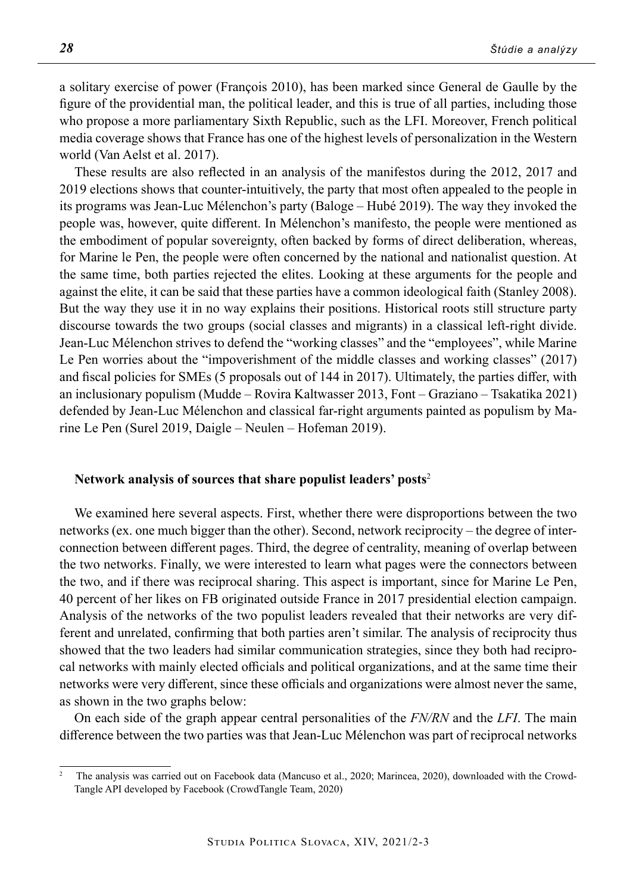a solitary exercise of power (François 2010), has been marked since General de Gaulle by the figure of the providential man, the political leader, and this is true of all parties, including those who propose a more parliamentary Sixth Republic, such as the LFI. Moreover, French political media coverage shows that France has one of the highest levels of personalization in the Western world (Van Aelst et al. 2017).

These results are also reflected in an analysis of the manifestos during the 2012, 2017 and 2019 elections shows that counter-intuitively, the party that most often appealed to the people in its programs was Jean-Luc Mélenchon's party (Baloge – Hubé 2019). The way they invoked the people was, however, quite different. In Mélenchon's manifesto, the people were mentioned as the embodiment of popular sovereignty, often backed by forms of direct deliberation, whereas, for Marine le Pen, the people were often concerned by the national and nationalist question. At the same time, both parties rejected the elites. Looking at these arguments for the people and against the elite, it can be said that these parties have a common ideological faith (Stanley 2008). But the way they use it in no way explains their positions. Historical roots still structure party discourse towards the two groups (social classes and migrants) in a classical left-right divide. Jean-Luc Mélenchon strives to defend the "working classes" and the "employees", while Marine Le Pen worries about the "impoverishment of the middle classes and working classes" (2017) and fiscal policies for SMEs (5 proposals out of 144 in 2017). Ultimately, the parties differ, with an inclusionary populism (Mudde – Rovira Kaltwasser 2013, Font – Graziano – Tsakatika 2021) defended by Jean-Luc Mélenchon and classical far-right arguments painted as populism by Marine Le Pen (Surel 2019, Daigle – Neulen – Hofeman 2019).

## Network analysis of sources that share populist leaders' posts[2]

We examined here several aspects. First, whether there were disproportions between the two networks (ex. one much bigger than the other). Second, network reciprocity – the degree of interconnection between different pages. Third, the degree of centrality, meaning of overlap between the two networks. Finally, we were interested to learn what pages were the connectors between the two, and if there was reciprocal sharing. This aspect is important, since for Marine Le Pen, 40 percent of her likes on FB originated outside France in 2017 presidential election campaign. Analysis of the networks of the two populist leaders revealed that their networks are very different and unrelated, confirming that both parties aren't similar. The analysis of reciprocity thus showed that the two leaders had similar communication strategies, since they both had reciprocal networks with mainly elected officials and political organizations, and at the same time their networks were very different, since these officials and organizations were almost never the same, as shown in the two graphs below:

On each side of the graph appear central personalities of the *FN/RN* and the *LFI*. The main difference between the two parties was that Jean-Luc Mélenchon was part of reciprocal networks

---

[2] The analysis was carried out on Facebook data (Mancuso et al., 2020; Marincea, 2020), downloaded with the CrowdTangle API developed by Facebook (CrowdTangle Team, 2020)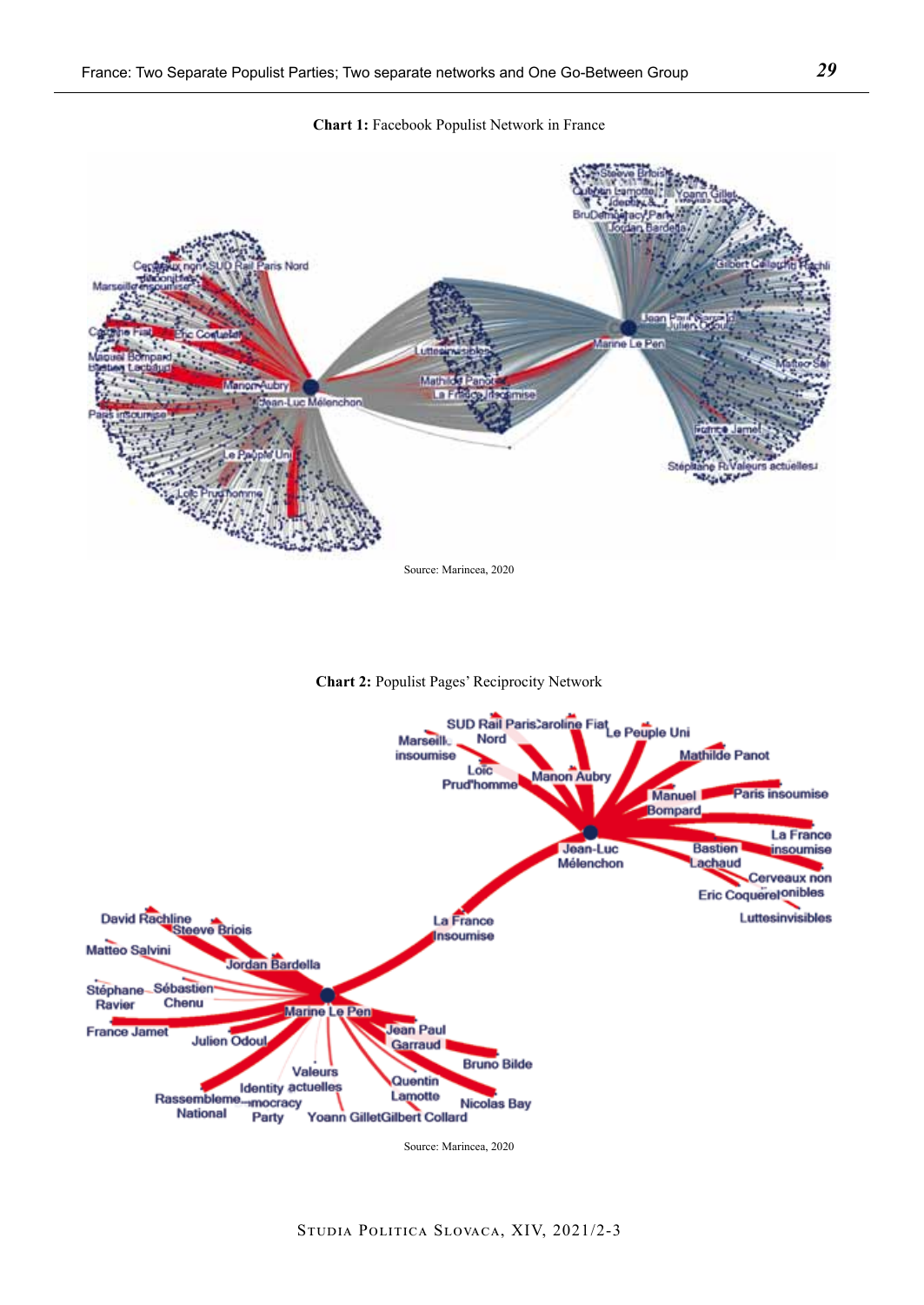**Chart 1:** Facebook Populist Network in France

Source: Marincea, 2020

**Chart 2:** Populist Pages' Reciprocity Network

Source: Marincea, 2020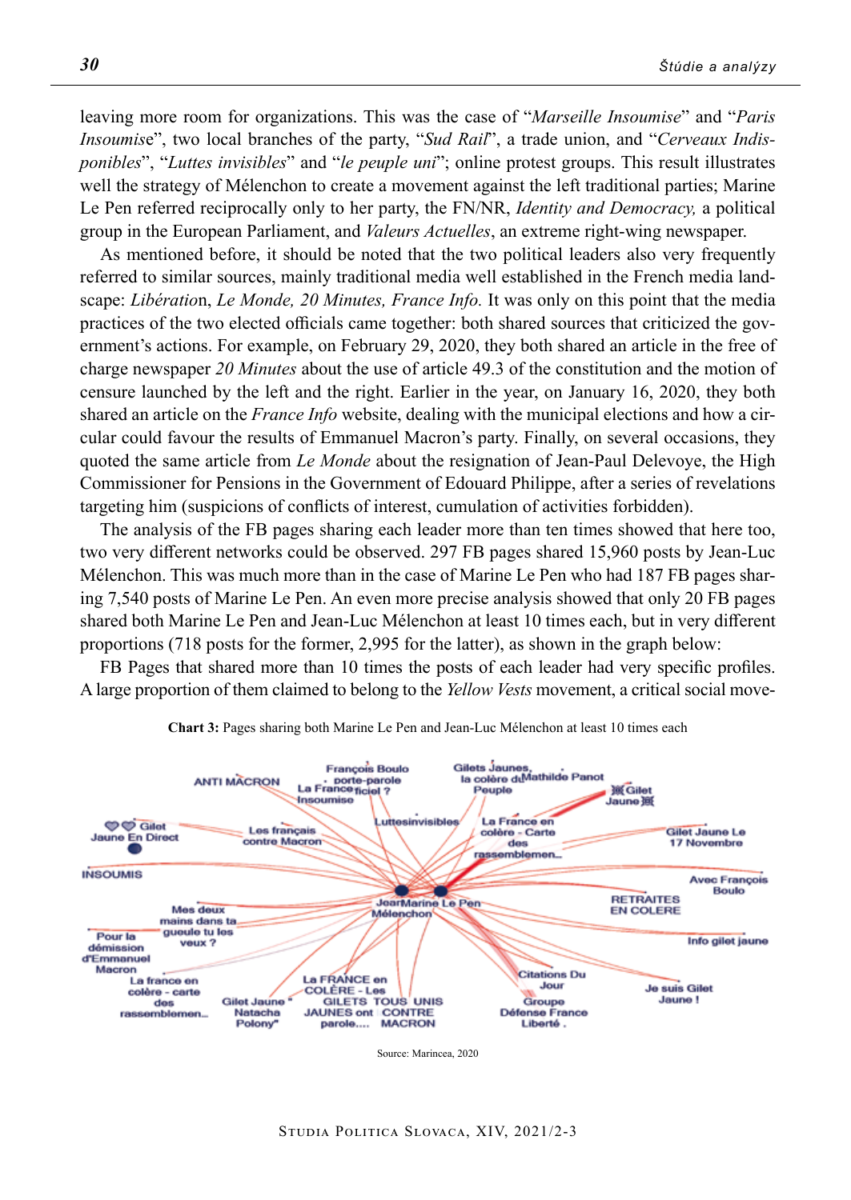leaving more room for organizations. This was the case of "*Marseille Insoumise*" and "*Paris Insoumise*", two local branches of the party, "*Sud Rail*", a trade union, and "*Cerveaux Indisponibles*", "*Luttes invisibles*" and "*le peuple uni*"; online protest groups. This result illustrates well the strategy of Mélenchon to create a movement against the left traditional parties; Marine Le Pen referred reciprocally only to her party, the FN/NR, *Identity and Democracy,* a political group in the European Parliament, and *Valeurs Actuelles*, an extreme right-wing newspaper.

As mentioned before, it should be noted that the two political leaders also very frequently referred to similar sources, mainly traditional media well established in the French media landscape: *Libération*, *Le Monde, 20 Minutes, France Info.* It was only on this point that the media practices of the two elected officials came together: both shared sources that criticized the government's actions. For example, on February 29, 2020, they both shared an article in the free of charge newspaper *20 Minutes* about the use of article 49.3 of the constitution and the motion of censure launched by the left and the right. Earlier in the year, on January 16, 2020, they both shared an article on the *France Info* website, dealing with the municipal elections and how a circular could favour the results of Emmanuel Macron's party. Finally, on several occasions, they quoted the same article from *Le Monde* about the resignation of Jean-Paul Delevoye, the High Commissioner for Pensions in the Government of Edouard Philippe, after a series of revelations targeting him (suspicions of conflicts of interest, cumulation of activities forbidden).

The analysis of the FB pages sharing each leader more than ten times showed that here too, two very different networks could be observed. 297 FB pages shared 15,960 posts by Jean-Luc Mélenchon. This was much more than in the case of Marine Le Pen who had 187 FB pages sharing 7,540 posts of Marine Le Pen. An even more precise analysis showed that only 20 FB pages shared both Marine Le Pen and Jean-Luc Mélenchon at least 10 times each, but in very different proportions (718 posts for the former, 2,995 for the latter), as shown in the graph below:

FB Pages that shared more than 10 times the posts of each leader had very specific profiles. A large proportion of them claimed to belong to the *Yellow Vests* movement, a critical social move-

**Chart 3:** Pages sharing both Marine Le Pen and Jean-Luc Mélenchon at least 10 times each

Source: Marincea, 2020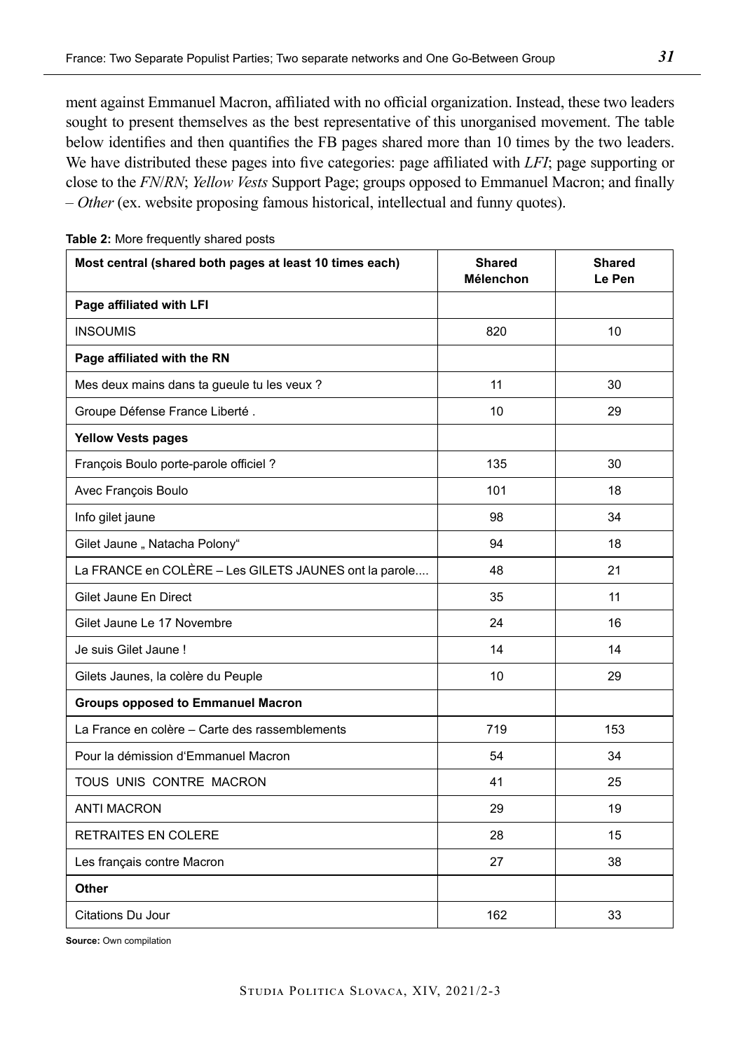ment against Emmanuel Macron, affiliated with no official organization. Instead, these two leaders sought to present themselves as the best representative of this unorganised movement. The table below identifies and then quantifies the FB pages shared more than 10 times by the two leaders. We have distributed these pages into five categories: page affiliated with *LFI*; page supporting or close to the *FN*/*RN*; *Yellow Vests* Support Page; groups opposed to Emmanuel Macron; and finally – *Other* (ex. website proposing famous historical, intellectual and funny quotes).

**Table 2:** More frequently shared posts

| Most central (shared both pages at least 10 times each) | Shared Mélenchon | Shared Le Pen |
|---|---|---|
| **Page affiliated with LFI** | | |
| INSOUMIS | 820 | 10 |
| **Page affiliated with the RN** | | |
| Mes deux mains dans ta gueule tu les veux ? | 11 | 30 |
| Groupe Défense France Liberté . | 10 | 29 |
| **Yellow Vests pages** | | |
| François Boulo porte-parole officiel ? | 135 | 30 |
| Avec François Boulo | 101 | 18 |
| Info gilet jaune | 98 | 34 |
| Gilet Jaune „ Natacha Polony“ | 94 | 18 |
| La FRANCE en COLÈRE – Les GILETS JAUNES ont la parole.... | 48 | 21 |
| Gilet Jaune En Direct | 35 | 11 |
| Gilet Jaune Le 17 Novembre | 24 | 16 |
| Je suis Gilet Jaune ! | 14 | 14 |
| Gilets Jaunes, la colère du Peuple | 10 | 29 |
| **Groups opposed to Emmanuel Macron** | | |
| La France en colère – Carte des rassemblements | 719 | 153 |
| Pour la démission d'Emmanuel Macron | 54 | 34 |
| TOUS UNIS CONTRE MACRON | 41 | 25 |
| ANTI MACRON | 29 | 19 |
| RETRAITES EN COLERE | 28 | 15 |
| Les français contre Macron | 27 | 38 |
| **Other** | | |
| Citations Du Jour | 162 | 33 |

**Source:** Own compilation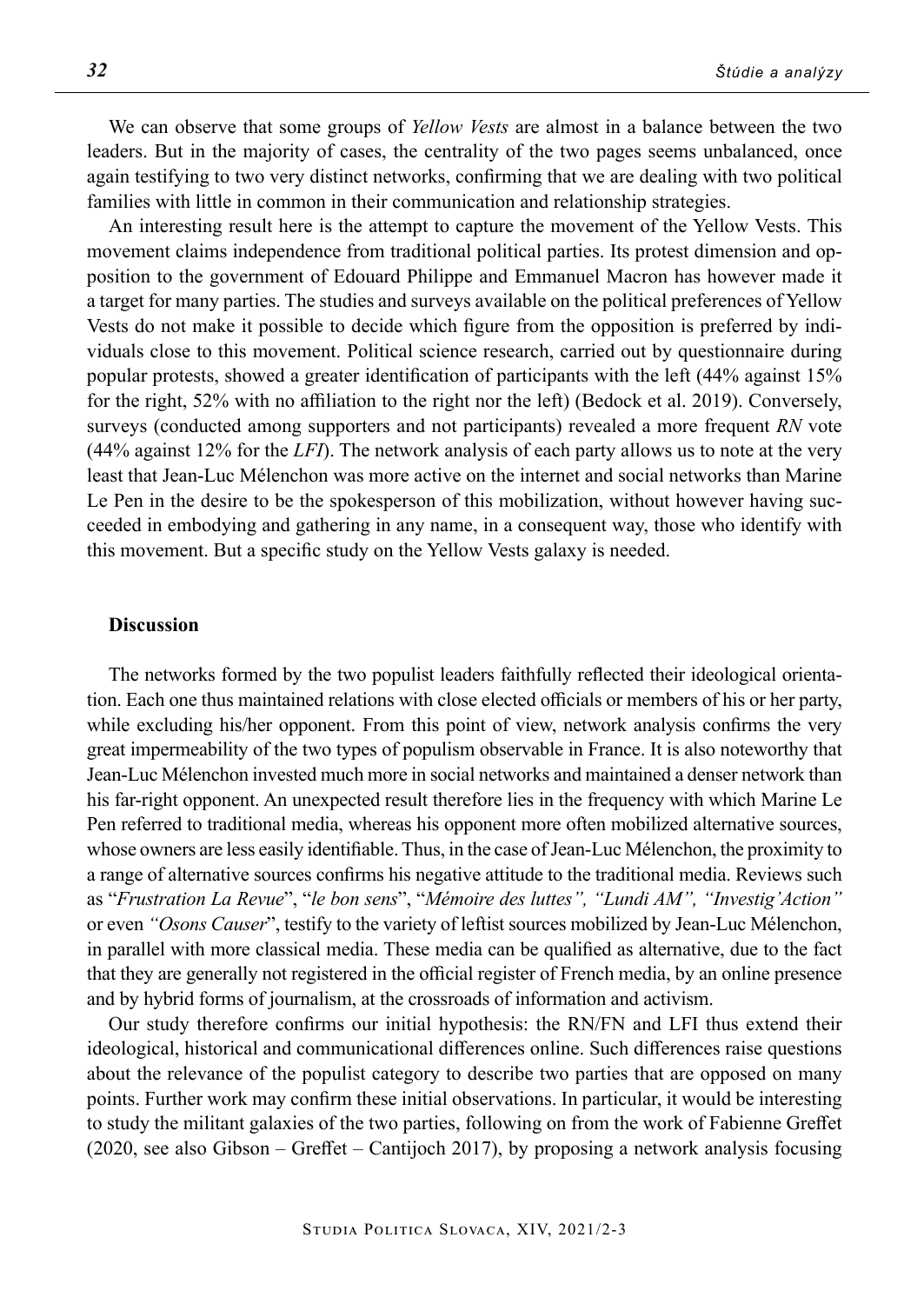We can observe that some groups of *Yellow Vests* are almost in a balance between the two leaders. But in the majority of cases, the centrality of the two pages seems unbalanced, once again testifying to two very distinct networks, confirming that we are dealing with two political families with little in common in their communication and relationship strategies.

An interesting result here is the attempt to capture the movement of the Yellow Vests. This movement claims independence from traditional political parties. Its protest dimension and opposition to the government of Edouard Philippe and Emmanuel Macron has however made it a target for many parties. The studies and surveys available on the political preferences of Yellow Vests do not make it possible to decide which figure from the opposition is preferred by individuals close to this movement. Political science research, carried out by questionnaire during popular protests, showed a greater identification of participants with the left (44% against 15% for the right, 52% with no affiliation to the right nor the left) (Bedock et al. 2019). Conversely, surveys (conducted among supporters and not participants) revealed a more frequent *RN* vote (44% against 12% for the *LFI*). The network analysis of each party allows us to note at the very least that Jean-Luc Mélenchon was more active on the internet and social networks than Marine Le Pen in the desire to be the spokesperson of this mobilization, without however having succeeded in embodying and gathering in any name, in a consequent way, those who identify with this movement. But a specific study on the Yellow Vests galaxy is needed.

## Discussion

The networks formed by the two populist leaders faithfully reflected their ideological orientation. Each one thus maintained relations with close elected officials or members of his or her party, while excluding his/her opponent. From this point of view, network analysis confirms the very great impermeability of the two types of populism observable in France. It is also noteworthy that Jean-Luc Mélenchon invested much more in social networks and maintained a denser network than his far-right opponent. An unexpected result therefore lies in the frequency with which Marine Le Pen referred to traditional media, whereas his opponent more often mobilized alternative sources, whose owners are less easily identifiable. Thus, in the case of Jean-Luc Mélenchon, the proximity to a range of alternative sources confirms his negative attitude to the traditional media. Reviews such as "*Frustration La Revue*", "*le bon sens*", "*Mémoire des luttes", "Lundi AM", "Investig'Action"* or even *"Osons Causer*", testify to the variety of leftist sources mobilized by Jean-Luc Mélenchon, in parallel with more classical media. These media can be qualified as alternative, due to the fact that they are generally not registered in the official register of French media, by an online presence and by hybrid forms of journalism, at the crossroads of information and activism.

Our study therefore confirms our initial hypothesis: the RN/FN and LFI thus extend their ideological, historical and communicational differences online. Such differences raise questions about the relevance of the populist category to describe two parties that are opposed on many points. Further work may confirm these initial observations. In particular, it would be interesting to study the militant galaxies of the two parties, following on from the work of Fabienne Greffet (2020, see also Gibson – Greffet – Cantijoch 2017), by proposing a network analysis focusing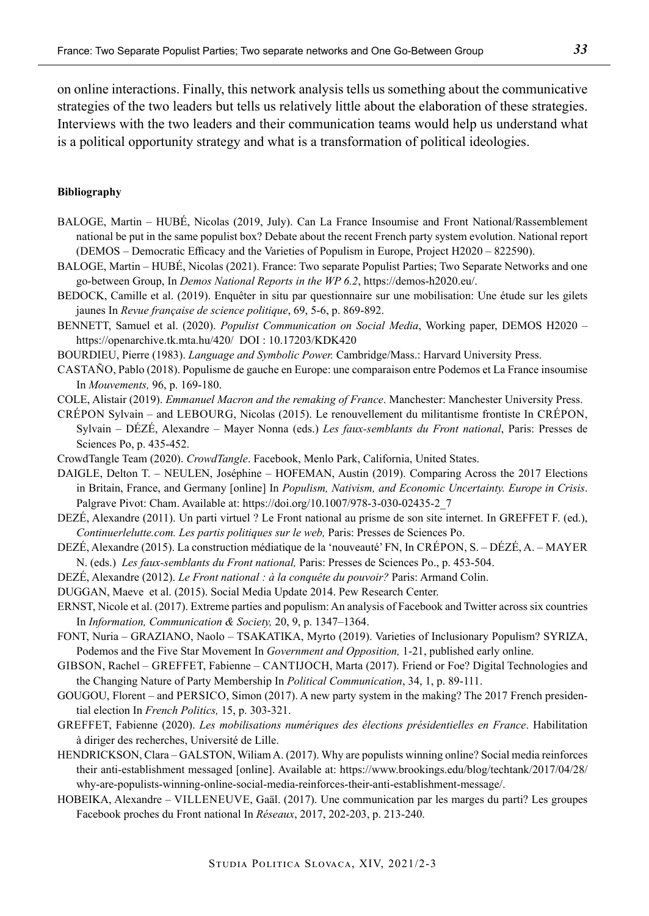on online interactions. Finally, this network analysis tells us something about the communicative strategies of the two leaders but tells us relatively little about the elaboration of these strategies. Interviews with the two leaders and their communication teams would help us understand what is a political opportunity strategy and what is a transformation of political ideologies.

**Bibliography**

BALOGE, Martin – HUBÉ, Nicolas (2019, July). Can La France Insoumise and Front National/Rassemblement national be put in the same populist box? Debate about the recent French party system evolution. National report (DEMOS – Democratic Efficacy and the Varieties of Populism in Europe, Project H2020 – 822590).

BALOGE, Martin – HUBÉ, Nicolas (2021). France: Two separate Populist Parties; Two Separate Networks and one go-between Group, In *Demos National Reports in the WP 6.2*, https://demos-h2020.eu/.

BEDOCK, Camille et al. (2019). Enquêter in situ par questionnaire sur une mobilisation: Une étude sur les gilets jaunes In *Revue française de science politique*, 69, 5-6, p. 869-892.

BENNETT, Samuel et al. (2020). *Populist Communication on Social Media*, Working paper, DEMOS H2020 – https://openarchive.tk.mta.hu/420/ DOI : 10.17203/KDK420

BOURDIEU, Pierre (1983). *Language and Symbolic Power.* Cambridge/Mass.: Harvard University Press.

CASTAÑO, Pablo (2018). Populisme de gauche en Europe: une comparaison entre Podemos et La France insoumise In *Mouvements,* 96, p. 169-180.

COLE, Alistair (2019). *Emmanuel Macron and the remaking of France*. Manchester: Manchester University Press.

CRÉPON Sylvain – and LEBOURG, Nicolas (2015). Le renouvellement du militantisme frontiste In CRÉPON, Sylvain – DÉZÉ, Alexandre – Mayer Nonna (eds.) *Les faux-semblants du Front national*, Paris: Presses de Sciences Po, p. 435-452.

CrowdTangle Team (2020). *CrowdTangle*. Facebook, Menlo Park, California, United States.

DAIGLE, Delton T. – NEULEN, Joséphine – HOFEMAN, Austin (2019). Comparing Across the 2017 Elections in Britain, France, and Germany [online] In *Populism, Nativism, and Economic Uncertainty. Europe in Crisis*. Palgrave Pivot: Cham. Available at: https://doi.org/10.1007/978-3-030-02435-2_7

DEZÉ, Alexandre (2011). Un parti virtuel ? Le Front national au prisme de son site internet. In GREFFET F. (ed.), *Continuerlelutte.com. Les partis politiques sur le web,* Paris: Presses de Sciences Po.

DEZÉ, Alexandre (2015). La construction médiatique de la 'nouveauté' FN, In CRÉPON, S. – DÉZÉ, A. – MAYER N. (eds.) *Les faux-semblants du Front national,* Paris: Presses de Sciences Po., p. 453-504.

DEZÉ, Alexandre (2012). *Le Front national : à la conquête du pouvoir?* Paris: Armand Colin.

DUGGAN, Maeve et al. (2015). Social Media Update 2014. Pew Research Center.

ERNST, Nicole et al. (2017). Extreme parties and populism: An analysis of Facebook and Twitter across six countries In *Information, Communication & Society,* 20, 9, p. 1347–1364.

FONT, Nuria – GRAZIANO, Naolo – TSAKATIKA, Myrto (2019). Varieties of Inclusionary Populism? SYRIZA, Podemos and the Five Star Movement In *Government and Opposition,* 1-21, published early online.

GIBSON, Rachel – GREFFET, Fabienne – CANTIJOCH, Marta (2017). Friend or Foe? Digital Technologies and the Changing Nature of Party Membership In *Political Communication*, 34, 1, p. 89-111.

GOUGOU, Florent – and PERSICO, Simon (2017). A new party system in the making? The 2017 French presidential election In *French Politics,* 15, p. 303-321.

GREFFET, Fabienne (2020). *Les mobilisations numériques des élections présidentielles en France*. Habilitation à diriger des recherches, Université de Lille.

HENDRICKSON, Clara – GALSTON, Wiliam A. (2017). Why are populists winning online? Social media reinforces their anti-establishment messaged [online]. Available at: https://www.brookings.edu/blog/techtank/2017/04/28/why-are-populists-winning-online-social-media-reinforces-their-anti-establishment-message/.

HOBEIKA, Alexandre – VILLENEUVE, Gaäl. (2017). Une communication par les marges du parti? Les groupes Facebook proches du Front national In *Réseaux*, 2017, 202-203, p. 213-240.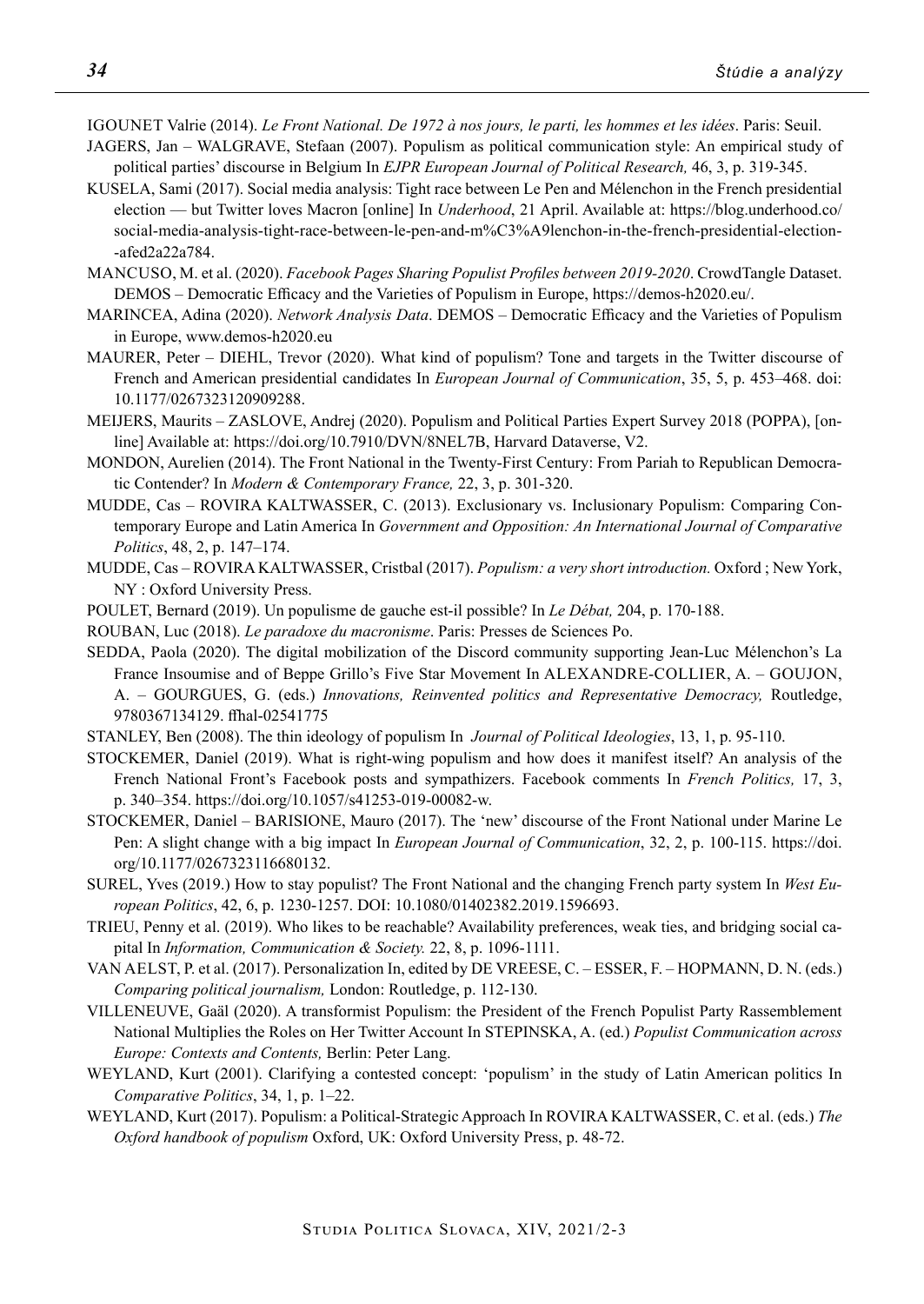IGOUNET Valrie (2014). *Le Front National. De 1972 à nos jours, le parti, les hommes et les idées*. Paris: Seuil.

JAGERS, Jan – WALGRAVE, Stefaan (2007). Populism as political communication style: An empirical study of political parties' discourse in Belgium In *EJPR European Journal of Political Research,* 46, 3, p. 319-345.

KUSELA, Sami (2017). Social media analysis: Tight race between Le Pen and Mélenchon in the French presidential election — but Twitter loves Macron [online] In *Underhood*, 21 April. Available at: https://blog.underhood.co/social-media-analysis-tight-race-between-le-pen-and-m%C3%A9lenchon-in-the-french-presidential-election--afed2a22a784.

MANCUSO, M. et al. (2020). *Facebook Pages Sharing Populist Profiles between 2019-2020*. CrowdTangle Dataset. DEMOS – Democratic Efficacy and the Varieties of Populism in Europe, https://demos-h2020.eu/.

MARINCEA, Adina (2020). *Network Analysis Data*. DEMOS – Democratic Efficacy and the Varieties of Populism in Europe, www.demos-h2020.eu

MAURER, Peter – DIEHL, Trevor (2020). What kind of populism? Tone and targets in the Twitter discourse of French and American presidential candidates In *European Journal of Communication*, 35, 5, p. 453–468. doi: 10.1177/0267323120909288.

MEIJERS, Maurits – ZASLOVE, Andrej (2020). Populism and Political Parties Expert Survey 2018 (POPPA), [online] Available at: https://doi.org/10.7910/DVN/8NEL7B, Harvard Dataverse, V2.

MONDON, Aurelien (2014). The Front National in the Twenty-First Century: From Pariah to Republican Democratic Contender? In *Modern & Contemporary France,* 22, 3, p. 301-320.

MUDDE, Cas – ROVIRA KALTWASSER, C. (2013). Exclusionary vs. Inclusionary Populism: Comparing Contemporary Europe and Latin America In *Government and Opposition: An International Journal of Comparative Politics*, 48, 2, p. 147–174.

MUDDE, Cas – ROVIRA KALTWASSER, Cristbal (2017). *Populism: a very short introduction.* Oxford ; New York, NY : Oxford University Press.

POULET, Bernard (2019). Un populisme de gauche est-il possible? In *Le Débat,* 204, p. 170-188.

ROUBAN, Luc (2018). *Le paradoxe du macronisme*. Paris: Presses de Sciences Po.

SEDDA, Paola (2020). The digital mobilization of the Discord community supporting Jean-Luc Mélenchon's La France Insoumise and of Beppe Grillo's Five Star Movement In ALEXANDRE-COLLIER, A. – GOUJON, A. – GOURGUES, G. (eds.) *Innovations, Reinvented politics and Representative Democracy,* Routledge, 9780367134129. ffhal-02541775

STANLEY, Ben (2008). The thin ideology of populism In *Journal of Political Ideologies*, 13, 1, p. 95-110.

STOCKEMER, Daniel (2019). What is right-wing populism and how does it manifest itself? An analysis of the French National Front's Facebook posts and sympathizers. Facebook comments In *French Politics,* 17, 3, p. 340–354. https://doi.org/10.1057/s41253-019-00082-w.

STOCKEMER, Daniel – BARISIONE, Mauro (2017). The 'new' discourse of the Front National under Marine Le Pen: A slight change with a big impact In *European Journal of Communication*, 32, 2, p. 100-115. https://doi.org/10.1177/0267323116680132.

SUREL, Yves (2019.) How to stay populist? The Front National and the changing French party system In *West European Politics*, 42, 6, p. 1230-1257. DOI: 10.1080/01402382.2019.1596693.

TRIEU, Penny et al. (2019). Who likes to be reachable? Availability preferences, weak ties, and bridging social capital In *Information, Communication & Society.* 22, 8, p. 1096-1111.

VAN AELST, P. et al. (2017). Personalization In, edited by DE VREESE, C. – ESSER, F. – HOPMANN, D. N. (eds.) *Comparing political journalism,* London: Routledge, p. 112-130.

VILLENEUVE, Gaäl (2020). A transformist Populism: the President of the French Populist Party Rassemblement National Multiplies the Roles on Her Twitter Account In STEPINSKA, A. (ed.) *Populist Communication across Europe: Contexts and Contents,* Berlin: Peter Lang.

WEYLAND, Kurt (2001). Clarifying a contested concept: 'populism' in the study of Latin American politics In *Comparative Politics*, 34, 1, p. 1–22.

WEYLAND, Kurt (2017). Populism: a Political-Strategic Approach In ROVIRA KALTWASSER, C. et al. (eds.) *The Oxford handbook of populism* Oxford, UK: Oxford University Press, p. 48-72.